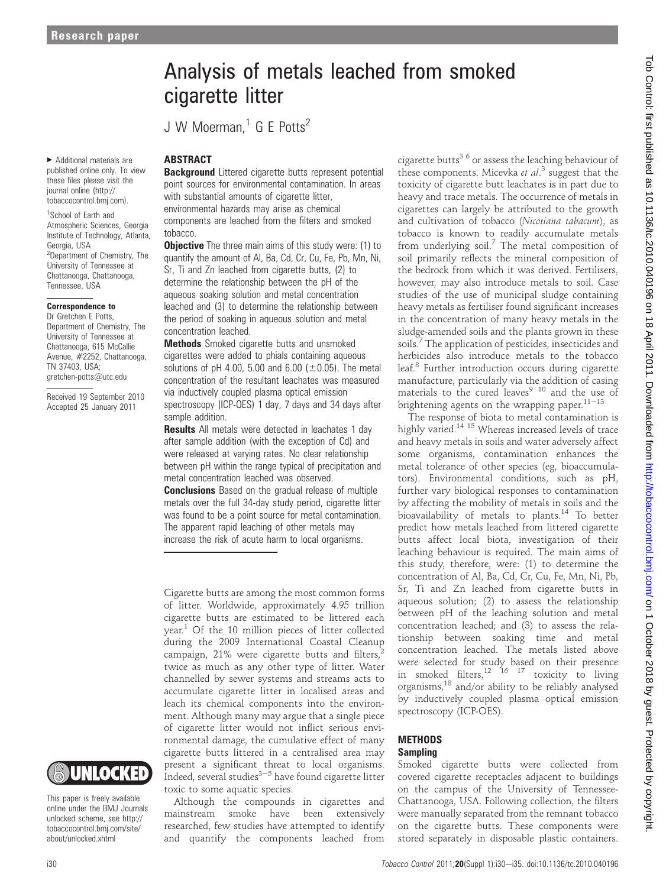# Analysis of metals leached from smoked cigarette litter

J W Moerman,[1] G E Potts[2]

▸ Additional materials are published online only. To view these files please visit the journal online (http://tobaccocontrol.bmj.com).

[1]School of Earth and Atmospheric Sciences, Georgia Institute of Technology, Atlanta, Georgia, USA
[2]Department of Chemistry, The University of Tennessee at Chattanooga, Chattanooga, Tennessee, USA

**Correspondence to**
Dr Gretchen E Potts, Department of Chemistry, The University of Tennessee at Chattanooga, 615 McCallie Avenue, #2252, Chattanooga, TN 37403, USA; gretchen-potts@utc.edu

Received 19 September 2010
Accepted 25 January 2011

This paper is freely available online under the BMJ Journals unlocked scheme, see http://tobaccocontrol.bmj.com/site/about/unlocked.xhtml

## ABSTRACT

**Background** Littered cigarette butts represent potential point sources for environmental contamination. In areas with substantial amounts of cigarette litter, environmental hazards may arise as chemical components are leached from the filters and smoked tobacco.

**Objective** The three main aims of this study were: (1) to quantify the amount of Al, Ba, Cd, Cr, Cu, Fe, Pb, Mn, Ni, Sr, Ti and Zn leached from cigarette butts, (2) to determine the relationship between the pH of the aqueous soaking solution and metal concentration leached and (3) to determine the relationship between the period of soaking in aqueous solution and metal concentration leached.

**Methods** Smoked cigarette butts and unsmoked cigarettes were added to phials containing aqueous solutions of pH 4.00, 5.00 and 6.00 (±0.05). The metal concentration of the resultant leachates was measured via inductively coupled plasma optical emission spectroscopy (ICP-OES) 1 day, 7 days and 34 days after sample addition.

**Results** All metals were detected in leachates 1 day after sample addition (with the exception of Cd) and were released at varying rates. No clear relationship between pH within the range typical of precipitation and metal concentration leached was observed.

**Conclusions** Based on the gradual release of multiple metals over the full 34-day study period, cigarette litter was found to be a point source for metal contamination. The apparent rapid leaching of other metals may increase the risk of acute harm to local organisms.

Cigarette butts are among the most common forms of litter. Worldwide, approximately 4.95 trillion cigarette butts are estimated to be littered each year.[1] Of the 10 million pieces of litter collected during the 2009 International Coastal Cleanup campaign, 21% were cigarette butts and filters,[2] twice as much as any other type of litter. Water channelled by sewer systems and streams acts to accumulate cigarette litter in localised areas and leach its chemical components into the environment. Although many may argue that a single piece of cigarette litter would not inflict serious environmental damage, the cumulative effect of many cigarette butts littered in a centralised area may present a significant threat to local organisms. Indeed, several studies[3–5] have found cigarette litter toxic to some aquatic species.

Although the compounds in cigarettes and mainstream smoke have been extensively researched, few studies have attempted to identify and quantify the components leached from cigarette butts[3 6] or assess the leaching behaviour of these components. Micevka *et al*.[3] suggest that the toxicity of cigarette butt leachates is in part due to heavy and trace metals. The occurrence of metals in cigarettes can largely be attributed to the growth and cultivation of tobacco (*Nicotiana tabacum*), as tobacco is known to readily accumulate metals from underlying soil.[7] The metal composition of soil primarily reflects the mineral composition of the bedrock from which it was derived. Fertilisers, however, may also introduce metals to soil. Case studies of the use of municipal sludge containing heavy metals as fertiliser found significant increases in the concentration of many heavy metals in the sludge-amended soils and the plants grown in these soils.[7] The application of pesticides, insecticides and herbicides also introduce metals to the tobacco leaf.[8] Further introduction occurs during cigarette manufacture, particularly via the addition of casing materials to the cured leaves[9 10] and the use of brightening agents on the wrapping paper.[11–13]

The response of biota to metal contamination is highly varied.[14 15] Whereas increased levels of trace and heavy metals in soils and water adversely affect some organisms, contamination enhances the metal tolerance of other species (eg, bioaccumulators). Environmental conditions, such as pH, further vary biological responses to contamination by affecting the mobility of metals in soils and the bioavailability of metals to plants.[14] To better predict how metals leached from littered cigarette butts affect local biota, investigation of their leaching behaviour is required. The main aims of this study, therefore, were: (1) to determine the concentration of Al, Ba, Cd, Cr, Cu, Fe, Mn, Ni, Pb, Sr, Ti and Zn leached from cigarette butts in aqueous solution; (2) to assess the relationship between pH of the leaching solution and metal concentration leached; and (3) to assess the relationship between soaking time and metal concentration leached. The metals listed above were selected for study based on their presence in smoked filters,[12 16 17] toxicity to living organisms,[18] and/or ability to be reliably analysed by inductively coupled plasma optical emission spectroscopy (ICP-OES).

## METHODS

### Sampling

Smoked cigarette butts were collected from covered cigarette receptacles adjacent to buildings on the campus of the University of Tennessee-Chattanooga, USA. Following collection, the filters were manually separated from the remnant tobacco on the cigarette butts. These components were stored separately in disposable plastic containers.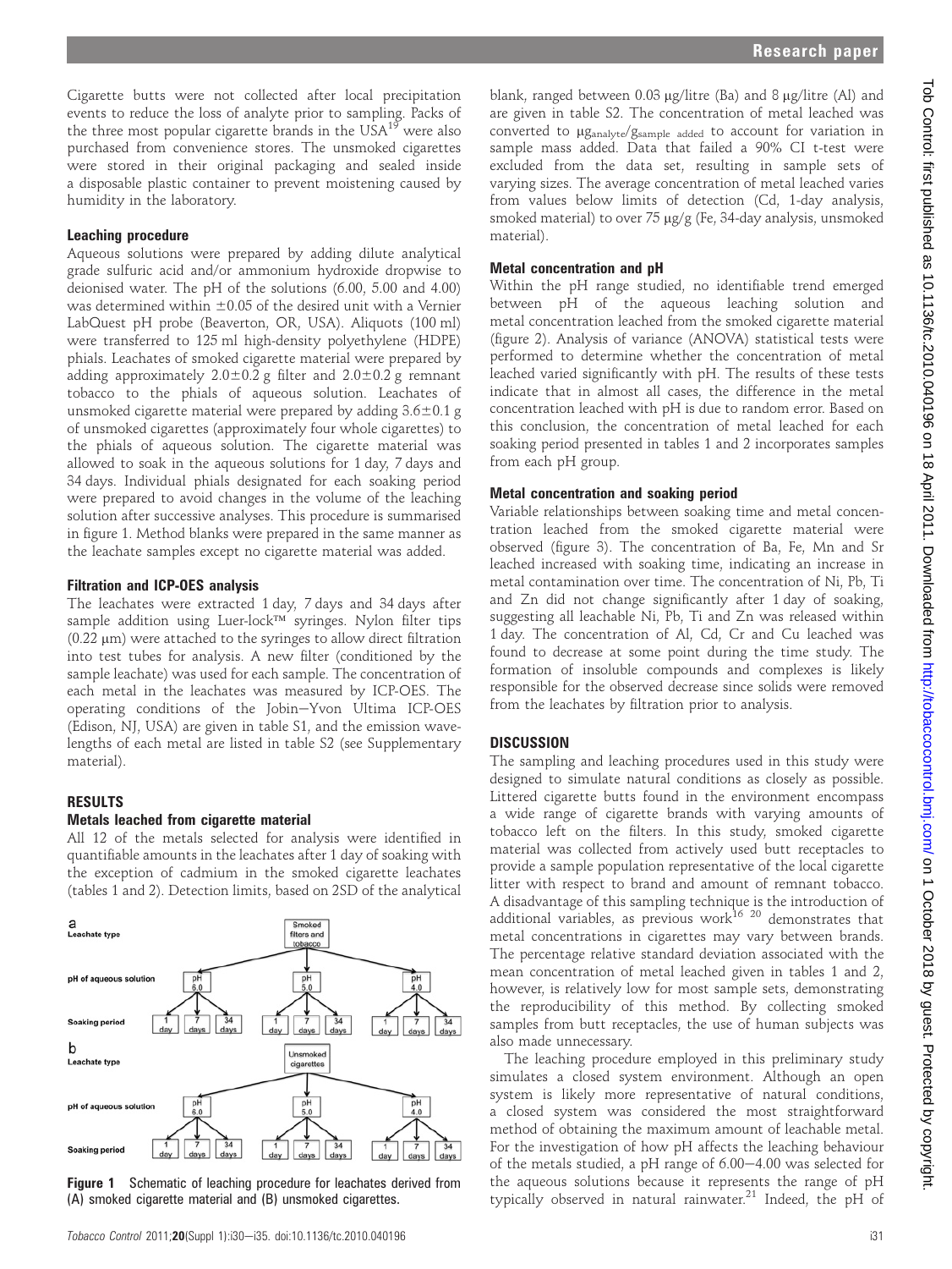Cigarette butts were not collected after local precipitation events to reduce the loss of analyte prior to sampling. Packs of the three most popular cigarette brands in the USA[19] were also purchased from convenience stores. The unsmoked cigarettes were stored in their original packaging and sealed inside a disposable plastic container to prevent moistening caused by humidity in the laboratory.

### Leaching procedure

Aqueous solutions were prepared by adding dilute analytical grade sulfuric acid and/or ammonium hydroxide dropwise to deionised water. The pH of the solutions (6.00, 5.00 and 4.00) was determined within ±0.05 of the desired unit with a Vernier LabQuest pH probe (Beaverton, OR, USA). Aliquots (100 ml) were transferred to 125 ml high-density polyethylene (HDPE) phials. Leachates of smoked cigarette material were prepared by adding approximately 2.0±0.2 g filter and 2.0±0.2 g remnant tobacco to the phials of aqueous solution. Leachates of unsmoked cigarette material were prepared by adding 3.6±0.1 g of unsmoked cigarettes (approximately four whole cigarettes) to the phials of aqueous solution. The cigarette material was allowed to soak in the aqueous solutions for 1 day, 7 days and 34 days. Individual phials designated for each soaking period were prepared to avoid changes in the volume of the leaching solution after successive analyses. This procedure is summarised in figure 1. Method blanks were prepared in the same manner as the leachate samples except no cigarette material was added.

### Filtration and ICP-OES analysis

The leachates were extracted 1 day, 7 days and 34 days after sample addition using Luer-lock™ syringes. Nylon filter tips (0.22 μm) were attached to the syringes to allow direct filtration into test tubes for analysis. A new filter (conditioned by the sample leachate) was used for each sample. The concentration of each metal in the leachates was measured by ICP-OES. The operating conditions of the Jobin–Yvon Ultima ICP-OES (Edison, NJ, USA) are given in table S1, and the emission wavelengths of each metal are listed in table S2 (see Supplementary material).

## RESULTS

### Metals leached from cigarette material

All 12 of the metals selected for analysis were identified in quantifiable amounts in the leachates after 1 day of soaking with the exception of cadmium in the smoked cigarette leachates (tables 1 and 2). Detection limits, based on 2SD of the analytical blank, ranged between 0.03 μg/litre (Ba) and 8 μg/litre (Al) and are given in table S2. The concentration of metal leached was converted to $\mu g_{analyte}/g_{sample\ added}$ to account for variation in sample mass added. Data that failed a 90% CI t-test were excluded from the data set, resulting in sample sets of varying sizes. The average concentration of metal leached varies from values below limits of detection (Cd, 1-day analysis, smoked material) to over 75 μg/g (Fe, 34-day analysis, unsmoked material).

Figure 1 Schematic of leaching procedure for leachates derived from (A) smoked cigarette material and (B) unsmoked cigarettes.

### Metal concentration and pH

Within the pH range studied, no identifiable trend emerged between pH of the aqueous leaching solution and metal concentration leached from the smoked cigarette material (figure 2). Analysis of variance (ANOVA) statistical tests were performed to determine whether the concentration of metal leached varied significantly with pH. The results of these tests indicate that in almost all cases, the difference in the metal concentration leached with pH is due to random error. Based on this conclusion, the concentration of metal leached for each soaking period presented in tables 1 and 2 incorporates samples from each pH group.

### Metal concentration and soaking period

Variable relationships between soaking time and metal concentration leached from the smoked cigarette material were observed (figure 3). The concentration of Ba, Fe, Mn and Sr leached increased with soaking time, indicating an increase in metal contamination over time. The concentration of Ni, Pb, Ti and Zn did not change significantly after 1 day of soaking, suggesting all leachable Ni, Pb, Ti and Zn was released within 1 day. The concentration of Al, Cd, Cr and Cu leached was found to decrease at some point during the time study. The formation of insoluble compounds and complexes is likely responsible for the observed decrease since solids were removed from the leachates by filtration prior to analysis.

## DISCUSSION

The sampling and leaching procedures used in this study were designed to simulate natural conditions as closely as possible. Littered cigarette butts found in the environment encompass a wide range of cigarette brands with varying amounts of tobacco left on the filters. In this study, smoked cigarette material was collected from actively used butt receptacles to provide a sample population representative of the local cigarette litter with respect to brand and amount of remnant tobacco. A disadvantage of this sampling technique is the introduction of additional variables, as previous work[16 20] demonstrates that metal concentrations in cigarettes may vary between brands. The percentage relative standard deviation associated with the mean concentration of metal leached given in tables 1 and 2, however, is relatively low for most sample sets, demonstrating the reproducibility of this method. By collecting smoked samples from butt receptacles, the use of human subjects was also made unnecessary.

The leaching procedure employed in this preliminary study simulates a closed system environment. Although an open system is likely more representative of natural conditions, a closed system was considered the most straightforward method of obtaining the maximum amount of leachable metal. For the investigation of how pH affects the leaching behaviour of the metals studied, a pH range of 6.00–4.00 was selected for the aqueous solutions because it represents the range of pH typically observed in natural rainwater.[21] Indeed, the pH of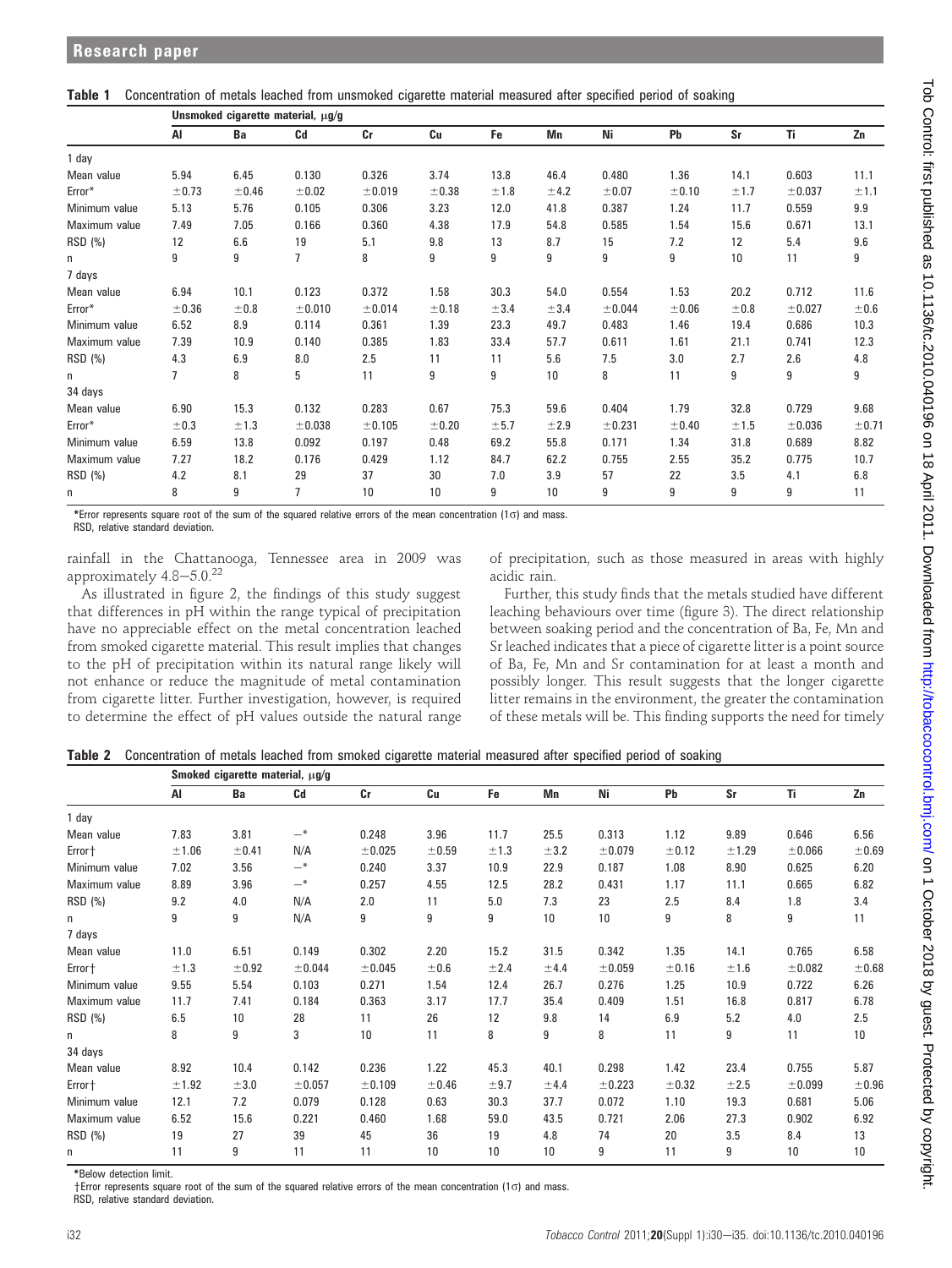**Table 1** Concentration of metals leached from unsmoked cigarette material measured after specified period of soaking

| | Unsmoked cigarette material, μg/g | | | | | | | | | | | |
|---|---|---|---|---|---|---|---|---|---|---|---|---|
| | Al | Ba | Cd | Cr | Cu | Fe | Mn | Ni | Pb | Sr | Ti | Zn |
| 1 day | | | | | | | | | | | | |
| Mean value | 5.94 | 6.45 | 0.130 | 0.326 | 3.74 | 13.8 | 46.4 | 0.480 | 1.36 | 14.1 | 0.603 | 11.1 |
| Error* | ±0.73 | ±0.46 | ±0.02 | ±0.019 | ±0.38 | ±1.8 | ±4.2 | ±0.07 | ±0.10 | ±1.7 | ±0.037 | ±1.1 |
| Minimum value | 5.13 | 5.76 | 0.105 | 0.306 | 3.23 | 12.0 | 41.8 | 0.387 | 1.24 | 11.7 | 0.559 | 9.9 |
| Maximum value | 7.49 | 7.05 | 0.166 | 0.360 | 4.38 | 17.9 | 54.8 | 0.585 | 1.54 | 15.6 | 0.671 | 13.1 |
| RSD (%) | 12 | 6.6 | 19 | 5.1 | 9.8 | 13 | 8.7 | 15 | 7.2 | 12 | 5.4 | 9.6 |
| n | 9 | 9 | 7 | 8 | 9 | 9 | 9 | 9 | 9 | 10 | 11 | 9 |
| 7 days | | | | | | | | | | | | |
| Mean value | 6.94 | 10.1 | 0.123 | 0.372 | 1.58 | 30.3 | 54.0 | 0.554 | 1.53 | 20.2 | 0.712 | 11.6 |
| Error* | ±0.36 | ±0.8 | ±0.010 | ±0.014 | ±0.18 | ±3.4 | ±3.4 | ±0.044 | ±0.06 | ±0.8 | ±0.027 | ±0.6 |
| Minimum value | 6.52 | 8.9 | 0.114 | 0.361 | 1.39 | 23.3 | 49.7 | 0.483 | 1.46 | 19.4 | 0.686 | 10.3 |
| Maximum value | 7.39 | 10.9 | 0.140 | 0.385 | 1.83 | 33.4 | 57.7 | 0.611 | 1.61 | 21.1 | 0.741 | 12.3 |
| RSD (%) | 4.3 | 6.9 | 8.0 | 2.5 | 11 | 11 | 5.6 | 7.5 | 3.0 | 2.7 | 2.6 | 4.8 |
| n | 7 | 8 | 5 | 11 | 9 | 9 | 10 | 8 | 11 | 9 | 9 | 9 |
| 34 days | | | | | | | | | | | | |
| Mean value | 6.90 | 15.3 | 0.132 | 0.283 | 0.67 | 75.3 | 59.6 | 0.404 | 1.79 | 32.8 | 0.729 | 9.68 |
| Error* | ±0.3 | ±1.3 | ±0.038 | ±0.105 | ±0.20 | ±5.7 | ±2.9 | ±0.231 | ±0.40 | ±1.5 | ±0.036 | ±0.71 |
| Minimum value | 6.59 | 13.8 | 0.092 | 0.197 | 0.48 | 69.2 | 55.8 | 0.171 | 1.34 | 31.8 | 0.689 | 8.82 |
| Maximum value | 7.27 | 18.2 | 0.176 | 0.429 | 1.12 | 84.7 | 62.2 | 0.755 | 2.55 | 35.2 | 0.775 | 10.7 |
| RSD (%) | 4.2 | 8.1 | 29 | 37 | 30 | 7.0 | 3.9 | 57 | 22 | 3.5 | 4.1 | 6.8 |
| n | 8 | 9 | 7 | 10 | 10 | 9 | 10 | 9 | 9 | 9 | 9 | 11 |

*Error represents square root of the sum of the squared relative errors of the mean concentration (1σ) and mass.
RSD, relative standard deviation.

rainfall in the Chattanooga, Tennessee area in 2009 was approximately 4.8–5.0.[22]

As illustrated in figure 2, the findings of this study suggest that differences in pH within the range typical of precipitation have no appreciable effect on the metal concentration leached from smoked cigarette material. This result implies that changes to the pH of precipitation within its natural range likely will not enhance or reduce the magnitude of metal contamination from cigarette litter. Further investigation, however, is required to determine the effect of pH values outside the natural range of precipitation, such as those measured in areas with highly acidic rain.

Further, this study finds that the metals studied have different leaching behaviours over time (figure 3). The direct relationship between soaking period and the concentration of Ba, Fe, Mn and Sr leached indicates that a piece of cigarette litter is a point source of Ba, Fe, Mn and Sr contamination for at least a month and possibly longer. This result suggests that the longer cigarette litter remains in the environment, the greater the contamination of these metals will be. This finding supports the need for timely

**Table 2** Concentration of metals leached from smoked cigarette material measured after specified period of soaking

| | Smoked cigarette material, μg/g | | | | | | | | | | | |
|---|---|---|---|---|---|---|---|---|---|---|---|---|
| | Al | Ba | Cd | Cr | Cu | Fe | Mn | Ni | Pb | Sr | Ti | Zn |
| 1 day | | | | | | | | | | | | |
| Mean value | 7.83 | 3.81 | –* | 0.248 | 3.96 | 11.7 | 25.5 | 0.313 | 1.12 | 9.89 | 0.646 | 6.56 |
| Error† | ±1.06 | ±0.41 | N/A | ±0.025 | ±0.59 | ±1.3 | ±3.2 | ±0.079 | ±0.12 | ±1.29 | ±0.066 | ±0.69 |
| Minimum value | 7.02 | 3.56 | –* | 0.240 | 3.37 | 10.9 | 22.9 | 0.187 | 1.08 | 8.90 | 0.625 | 6.20 |
| Maximum value | 8.89 | 3.96 | –* | 0.257 | 4.55 | 12.5 | 28.2 | 0.431 | 1.17 | 11.1 | 0.665 | 6.82 |
| RSD (%) | 9.2 | 4.0 | N/A | 2.0 | 11 | 5.0 | 7.3 | 23 | 2.5 | 8.4 | 1.8 | 3.4 |
| n | 9 | 9 | N/A | 9 | 9 | 9 | 10 | 10 | 9 | 8 | 9 | 11 |
| 7 days | | | | | | | | | | | | |
| Mean value | 11.0 | 6.51 | 0.149 | 0.302 | 2.20 | 15.2 | 31.5 | 0.342 | 1.35 | 14.1 | 0.765 | 6.58 |
| Error† | ±1.3 | ±0.92 | ±0.044 | ±0.045 | ±0.6 | ±2.4 | ±4.4 | ±0.059 | ±0.16 | ±1.6 | ±0.082 | ±0.68 |
| Minimum value | 9.55 | 5.54 | 0.103 | 0.271 | 1.54 | 12.4 | 26.7 | 0.276 | 1.25 | 10.9 | 0.722 | 6.26 |
| Maximum value | 11.7 | 7.41 | 0.184 | 0.363 | 3.17 | 17.7 | 35.4 | 0.409 | 1.51 | 16.8 | 0.817 | 6.78 |
| RSD (%) | 6.5 | 10 | 28 | 11 | 26 | 12 | 9.8 | 14 | 6.9 | 5.2 | 4.0 | 2.5 |
| n | 8 | 9 | 3 | 10 | 11 | 8 | 9 | 8 | 11 | 9 | 11 | 10 |
| 34 days | | | | | | | | | | | | |
| Mean value | 8.92 | 10.4 | 0.142 | 0.236 | 1.22 | 45.3 | 40.1 | 0.298 | 1.42 | 23.4 | 0.755 | 5.87 |
| Error† | ±1.92 | ±3.0 | ±0.057 | ±0.109 | ±0.46 | ±9.7 | ±4.4 | ±0.223 | ±0.32 | ±2.5 | ±0.099 | ±0.96 |
| Minimum value | 12.1 | 7.2 | 0.079 | 0.128 | 0.63 | 30.3 | 37.7 | 0.072 | 1.10 | 19.3 | 0.681 | 5.06 |
| Maximum value | 6.52 | 15.6 | 0.221 | 0.460 | 1.68 | 59.0 | 43.5 | 0.721 | 2.06 | 27.3 | 0.902 | 6.92 |
| RSD (%) | 19 | 27 | 39 | 45 | 36 | 19 | 4.8 | 74 | 20 | 3.5 | 8.4 | 13 |
| n | 11 | 9 | 11 | 11 | 10 | 10 | 10 | 9 | 11 | 9 | 10 | 10 |

*Below detection limit.
†Error represents square root of the sum of the squared relative errors of the mean concentration (1σ) and mass.
RSD, relative standard deviation.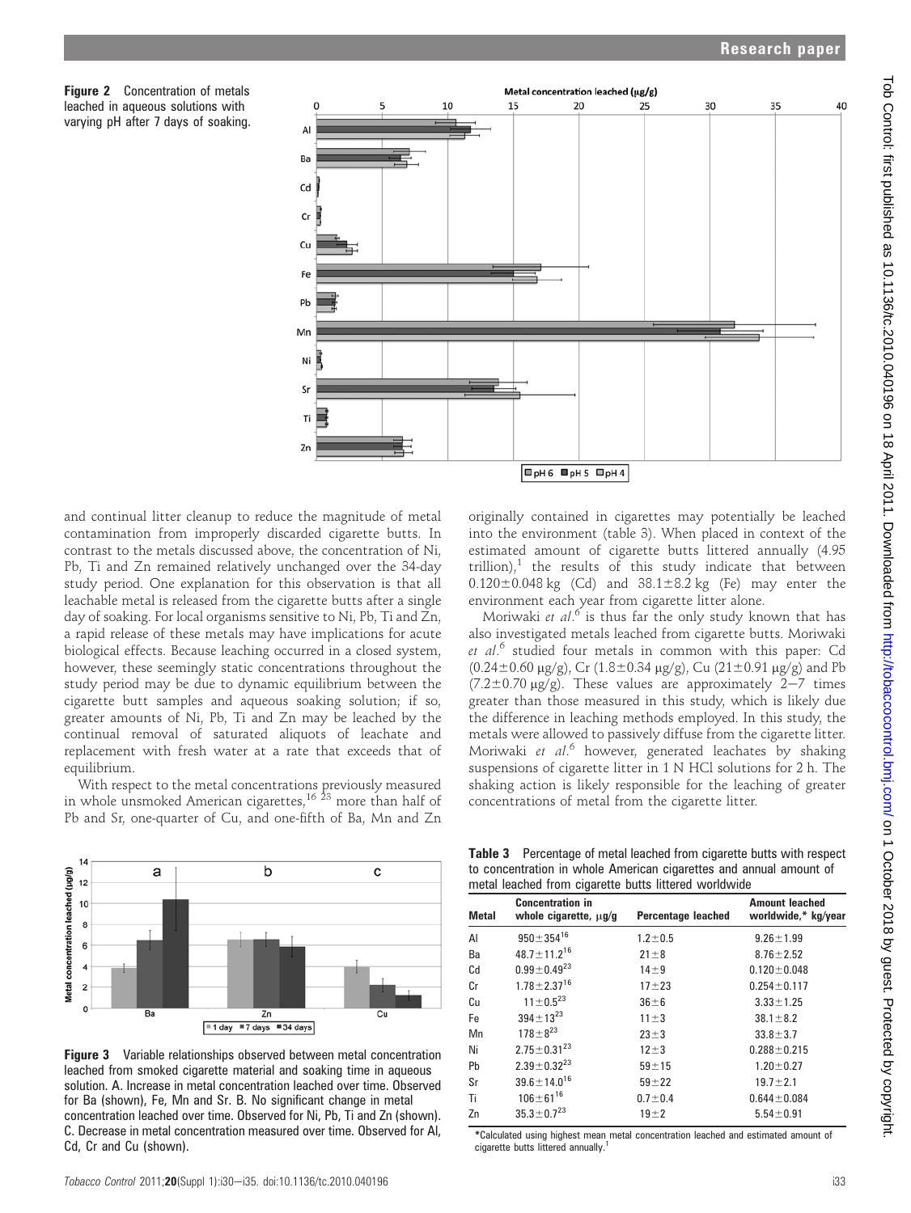**Figure 2** Concentration of metals leached in aqueous solutions with varying pH after 7 days of soaking.

and continual litter cleanup to reduce the magnitude of metal contamination from improperly discarded cigarette butts. In contrast to the metals discussed above, the concentration of Ni, Pb, Ti and Zn remained relatively unchanged over the 34-day study period. One explanation for this observation is that all leachable metal is released from the cigarette butts after a single day of soaking. For local organisms sensitive to Ni, Pb, Ti and Zn, a rapid release of these metals may have implications for acute biological effects. Because leaching occurred in a closed system, however, these seemingly static concentrations throughout the study period may be due to dynamic equilibrium between the cigarette butt samples and aqueous soaking solution; if so, greater amounts of Ni, Pb, Ti and Zn may be leached by the continual removal of saturated aliquots of leachate and replacement with fresh water at a rate that exceeds that of equilibrium.

With respect to the metal concentrations previously measured in whole unsmoked American cigarettes,[16 23] more than half of Pb and Sr, one-quarter of Cu, and one-fifth of Ba, Mn and Zn originally contained in cigarettes may potentially be leached into the environment (table 3). When placed in context of the estimated amount of cigarette butts littered annually (4.95 trillion),[1] the results of this study indicate that between 0.120±0.048 kg (Cd) and 38.1±8.2 kg (Fe) may enter the environment each year from cigarette litter alone.

Moriwaki *et al*.[6] is thus far the only study known that has also investigated metals leached from cigarette butts. Moriwaki *et al*.[6] studied four metals in common with this paper: Cd (0.24±0.60 μg/g), Cr (1.8±0.34 μg/g), Cu (21±0.91 μg/g) and Pb (7.2±0.70 μg/g). These values are approximately 2–7 times greater than those measured in this study, which is likely due the difference in leaching methods employed. In this study, the metals were allowed to passively diffuse from the cigarette litter. Moriwaki *et al*.[6] however, generated leachates by shaking suspensions of cigarette litter in 1 N HCl solutions for 2 h. The shaking action is likely responsible for the leaching of greater concentrations of metal from the cigarette litter.

**Figure 3** Variable relationships observed between metal concentration leached from smoked cigarette material and soaking time in aqueous solution. A. Increase in metal concentration leached over time. Observed for Ba (shown), Fe, Mn and Sr. B. No significant change in metal concentration leached over time. Observed for Ni, Pb, Ti and Zn (shown). C. Decrease in metal concentration measured over time. Observed for Al, Cd, Cr and Cu (shown).

**Table 3** Percentage of metal leached from cigarette butts with respect to concentration in whole American cigarettes and annual amount of metal leached from cigarette butts littered worldwide

| Metal | Concentration in whole cigarette, μg/g | Percentage leached | Amount leached worldwide,* kg/year |
|---|---|---|---|
| Al | 950±354[16] | 1.2±0.5 | 9.26±1.99 |
| Ba | 48.7±11.2[16] | 21±8 | 8.76±2.52 |
| Cd | 0.99±0.49[23] | 14±9 | 0.120±0.048 |
| Cr | 1.78±2.37[16] | 17±23 | 0.254±0.117 |
| Cu | 11±0.5[23] | 36±6 | 3.33±1.25 |
| Fe | 394±13[23] | 11±3 | 38.1±8.2 |
| Mn | 178±8[23] | 23±3 | 33.8±3.7 |
| Ni | 2.75±0.31[23] | 12±3 | 0.288±0.215 |
| Pb | 2.39±0.32[23] | 59±15 | 1.20±0.27 |
| Sr | 39.6±14.0[16] | 59±22 | 19.7±2.1 |
| Ti | 106±61[16] | 0.7±0.4 | 0.644±0.084 |
| Zn | 35.3±0.7[23] | 19±2 | 5.54±0.91 |

*Calculated using highest mean metal concentration leached and estimated amount of cigarette butts littered annually.[1]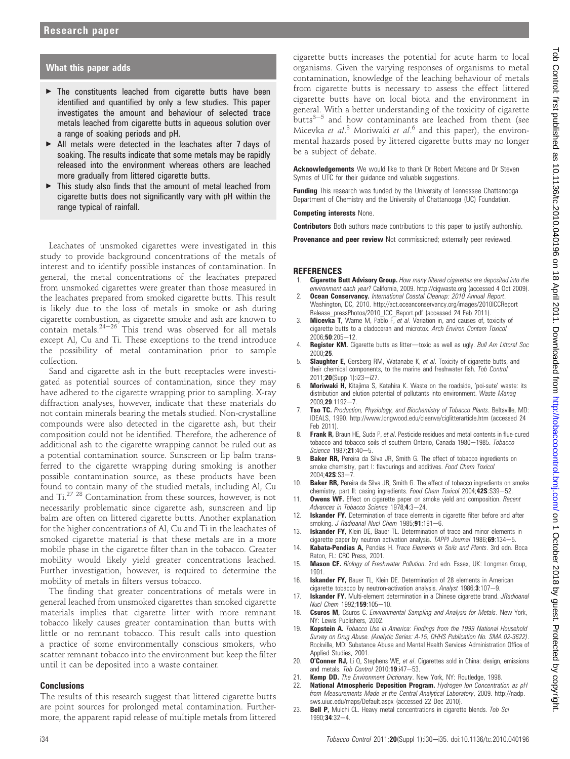## What this paper adds

- The constituents leached from cigarette butts have been identified and quantified by only a few studies. This paper investigates the amount and behaviour of selected trace metals leached from cigarette butts in aqueous solution over a range of soaking periods and pH.
- All metals were detected in the leachates after 7 days of soaking. The results indicate that some metals may be rapidly released into the environment whereas others are leached more gradually from littered cigarette butts.
- This study also finds that the amount of metal leached from cigarette butts does not significantly vary with pH within the range typical of rainfall.

Leachates of unsmoked cigarettes were investigated in this study to provide background concentrations of the metals of interest and to identify possible instances of contamination. In general, the metal concentrations of the leachates prepared from unsmoked cigarettes were greater than those measured in the leachates prepared from smoked cigarette butts. This result is likely due to the loss of metals in smoke or ash during cigarette combustion, as cigarette smoke and ash are known to contain metals.[24–26] This trend was observed for all metals except Al, Cu and Ti. These exceptions to the trend introduce the possibility of metal contamination prior to sample collection.

Sand and cigarette ash in the butt receptacles were investigated as potential sources of contamination, since they may have adhered to the cigarette wrapping prior to sampling. X-ray diffraction analyses, however, indicate that these materials do not contain minerals bearing the metals studied. Non-crystalline compounds were also detected in the cigarette ash, but their composition could not be identified. Therefore, the adherence of additional ash to the cigarette wrapping cannot be ruled out as a potential contamination source. Sunscreen or lip balm transferred to the cigarette wrapping during smoking is another possible contamination source, as these products have been found to contain many of the studied metals, including Al, Cu and Ti.[27 28] Contamination from these sources, however, is not necessarily problematic since cigarette ash, sunscreen and lip balm are often on littered cigarette butts. Another explanation for the higher concentrations of Al, Cu and Ti in the leachates of smoked cigarette material is that these metals are in a more mobile phase in the cigarette filter than in the tobacco. Greater mobility would likely yield greater concentrations leached. Further investigation, however, is required to determine the mobility of metals in filters versus tobacco.

The finding that greater concentrations of metals were in general leached from unsmoked cigarettes than smoked cigarette materials implies that cigarette litter with more remnant tobacco likely causes greater contamination than butts with little or no remnant tobacco. This result calls into question a practice of some environmentally conscious smokers, who scatter remnant tobacco into the environment but keep the filter until it can be deposited into a waste container.

## Conclusions

The results of this research suggest that littered cigarette butts are point sources for prolonged metal contamination. Furthermore, the apparent rapid release of multiple metals from littered cigarette butts increases the potential for acute harm to local organisms. Given the varying responses of organisms to metal contamination, knowledge of the leaching behaviour of metals from cigarette butts is necessary to assess the effect littered cigarette butts have on local biota and the environment in general. With a better understanding of the toxicity of cigarette butts[3–5] and how contaminants are leached from them (see Micevka *et al*.[3] Moriwaki *et al*.[6] and this paper), the environmental hazards posed by littered cigarette butts may no longer be a subject of debate.

**Acknowledgements** We would like to thank Dr Robert Mebane and Dr Steven Symes of UTC for their guidance and valuable suggestions.

**Funding** This research was funded by the University of Tennessee Chattanooga Department of Chemistry and the University of Chattanooga (UC) Foundation.

**Competing interests** None.

**Contributors** Both authors made contributions to this paper to justify authorship.

**Provenance and peer review** Not commissioned; externally peer reviewed.

## REFERENCES

1. **Cigarette Butt Advisory Group.** *How many filtered cigarettes are deposited into the environment each year?* California, 2009. http://cigwaste.org (accessed 4 Oct 2009).
2. **Ocean Conservancy.** *International Coastal Cleanup: 2010 Annual Report*. Washington, DC, 2010. http://act.oceanconservancy.org/images/2010ICCReport Release_pressPhotos/2010_ICC_Report.pdf (accessed 24 Feb 2011).
3. **Micevka T,** Warne M, Pablo F, *et al*. Variation in, and causes of, toxicity of cigarette butts to a cladoceran and microtox. *Arch Environ Contam Toxicol* 2006;**50**:205–12.
4. **Register KM.** Cigarette butts as litter—toxic as well as ugly. *Bull Am Littoral Soc* 2000;**25**.
5. **Slaughter E,** Gersberg RM, Watanabe K, *et al*. Toxicity of cigarette butts, and their chemical components, to the marine and freshwater fish. *Tob Control* 2011;**20**(Supp 1):i23–i27.
6. **Moriwaki H,** Kitajima S, Katahira K. Waste on the roadside, 'poi-sute' waste: its distribution and elution potential of pollutants into environment. *Waste Manag* 2009;**29**:1192–7.
7. **Tso TC.** *Production, Physiology, and Biochemistry of Tobacco Plants*. Beltsville, MD: IDEALS, 1990. http://www.longwood.edu/cleanva/ciglitterarticle.htm (accessed 24 Feb 2011).
8. **Frank R,** Braun HE, Suda P, *et al*. Pesticide residues and metal contents in flue-cured tobacco and tobacco soils of southern Ontario, Canada 1980–1985. *Tobacco Science* 1987;**21**:40–5.
9. **Baker RR,** Pereira da Silva JR, Smith G. The effect of tobacco ingredients on smoke chemistry, part I: flavourings and additives. *Food Chem Toxicol* 2004;**42S**:S3–7.
10. **Baker RR,** Pereira da Silva JR, Smith G. The effect of tobacco ingredients on smoke chemistry, part II: casing ingredients. *Food Chem Toxicol* 2004;**42S**:S39–52.
11. **Owens WF.** Effect on cigarette paper on smoke yield and composition. *Recent Advances in Tobacco Science* 1978;**4**:3–24.
12. **Iskander FY.** Determination of trace elements in cigarette filter before and after smoking. *J Radioanal Nucl Chem* 1985;**91**:191–6.
13. **Iskander FY,** Klein DE, Bauer TL. Determination of trace and minor elements in cigarette paper by neutron activation analysis. *TAPPI Journal* 1986;**69**:134–5.
14. **Kabata-Pendias A,** Pendias H. *Trace Elements in Soils and Plants*. 3rd edn. Boca Raton, FL: CRC Press, 2001.
15. **Mason CF.** *Biology of Freshwater Pollution*. 2nd edn. Essex, UK: Longman Group, 1991.
16. **Iskander FY,** Bauer TL, Klein DE. Determination of 28 elements in American cigarette tobacco by neutron-activation analysis. *Analyst* 1986;**3**:107–9.
17. **Iskander FY.** Multi-element determination in a Chinese cigarette brand. *JRadioanal Nucl Chem* 1992;**159**:105–10.
18. **Csuros M,** Csuros C. *Environmental Sampling and Analysis for Metals*. New York, NY: Lewis Publishers, 2002.
19. **Kopstein A.** *Tobacco Use in America: Findings from the 1999 National Household Survey on Drug Abuse. (Analytic Series: A-15, DHHS Publication No. SMA 02-3622)*. Rockville, MD: Substance Abuse and Mental Health Services Administration Office of Applied Studies, 2001.
20. **O'Conner RJ,** Li Q, Stephens WE, *et al*. Cigarettes sold in China: design, emissions and metals. *Tob Control* 2010;**19**:i47–53.
21. **Kemp DD.** *The Environment Dictionary*. New York, NY: Routledge, 1998.
22. **National Atmospheric Deposition Program.** *Hydrogen Ion Concentration as pH from Measurements Made at the Central Analytical Laboratory*, 2009. http://nadp.sws.uiuc.edu/maps/Default.aspx (accessed 22 Dec 2010).
23. **Bell P,** Mulchi CL. Heavy metal concentrations in cigarette blends. *Tob Sci* 1990;**34**:32–4.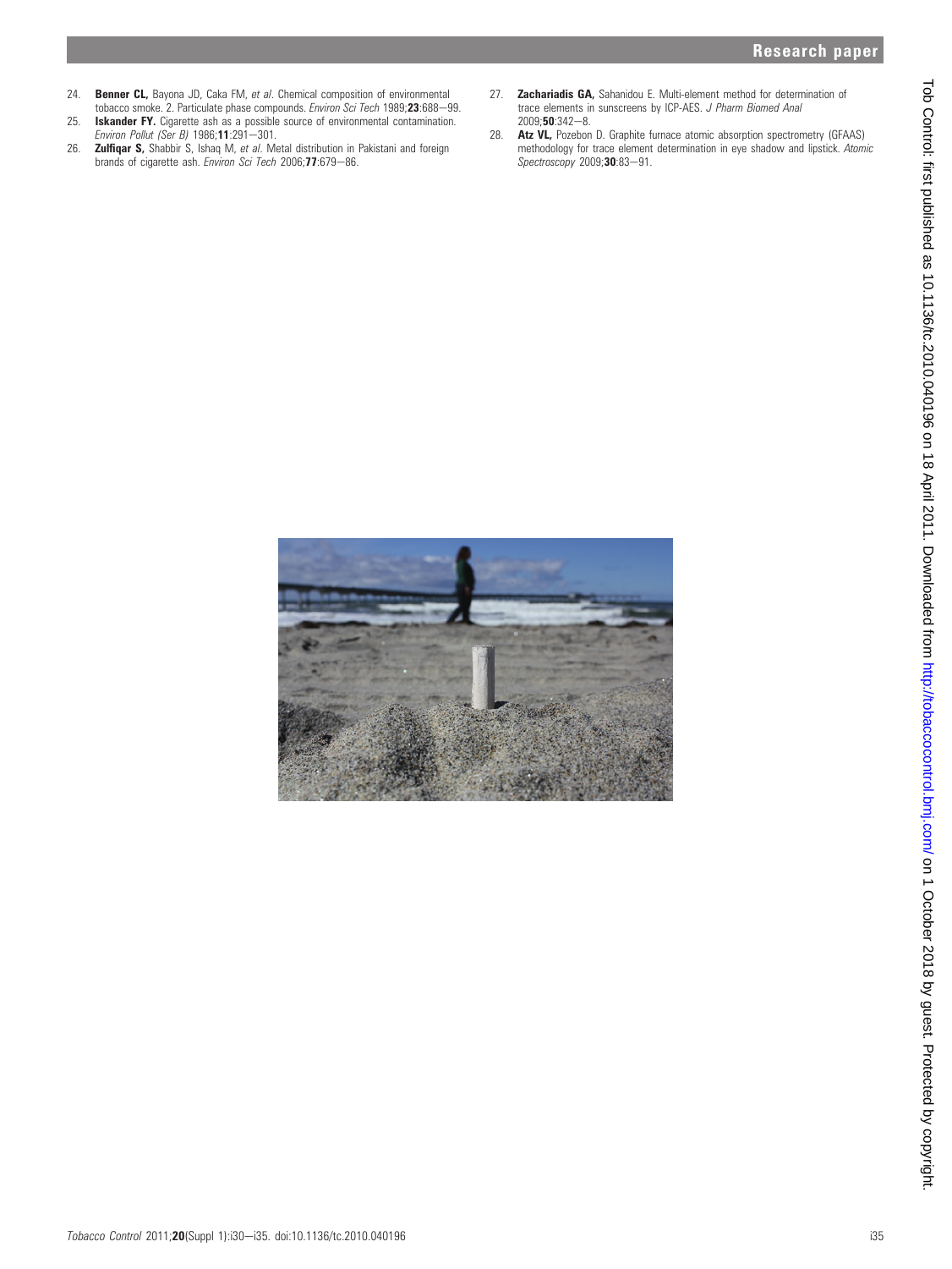24. **Benner CL,** Bayona JD, Caka FM, *et al*. Chemical composition of environmental tobacco smoke. 2. Particulate phase compounds. *Environ Sci Tech* 1989;**23**:688—99.
25. **Iskander FY.** Cigarette ash as a possible source of environmental contamination. *Environ Pollut (Ser B)* 1986;**11**:291—301.
26. **Zulfiqar S,** Shabbir S, Ishaq M, *et al*. Metal distribution in Pakistani and foreign brands of cigarette ash. *Environ Sci Tech* 2006;**77**:679—86.
27. **Zachariadis GA,** Sahanidou E. Multi-element method for determination of trace elements in sunscreens by ICP-AES. *J Pharm Biomed Anal* 2009;**50**:342—8.
28. **Atz VL,** Pozebon D. Graphite furnace atomic absorption spectrometry (GFAAS) methodology for trace element determination in eye shadow and lipstick. *Atomic Spectroscopy* 2009;**30**:83—91.